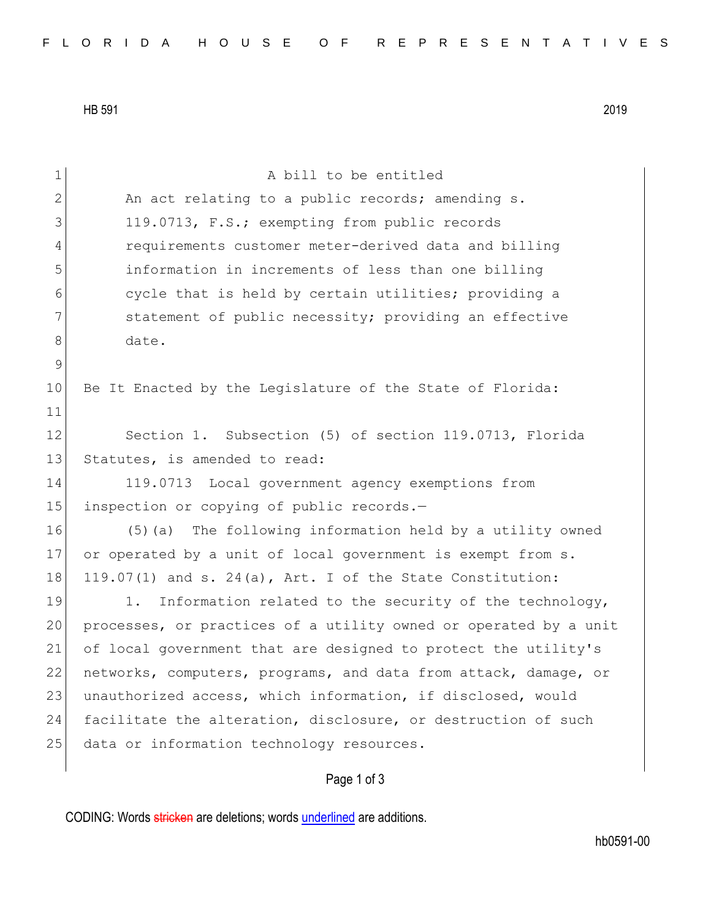HB 591 2019

A bill to be entitled

An act relating to a public records; amending s. 119.0713, F.S.; exempting from public records requirements customer meter-derived data and billing information in increments of less than one billing cycle that is held by certain utilities; providing a statement of public necessity; providing an effective date.

Be It Enacted by the Legislature of the State of Florida:

Section 1. Subsection (5) of section 119.0713, Florida Statutes, is amended to read:

119.0713 Local government agency exemptions from inspection or copying of public records.—

(5)(a) The following information held by a utility owned or operated by a unit of local government is exempt from s. 119.07(1) and s. 24(a), Art. I of the State Constitution:

1. Information related to the security of the technology, processes, or practices of a utility owned or operated by a unit of local government that are designed to protect the utility's networks, computers, programs, and data from attack, damage, or unauthorized access, which information, if disclosed, would facilitate the alteration, disclosure, or destruction of such data or information technology resources.

CODING: Words stricken are deletions; words underlined are additions.

hb0591-00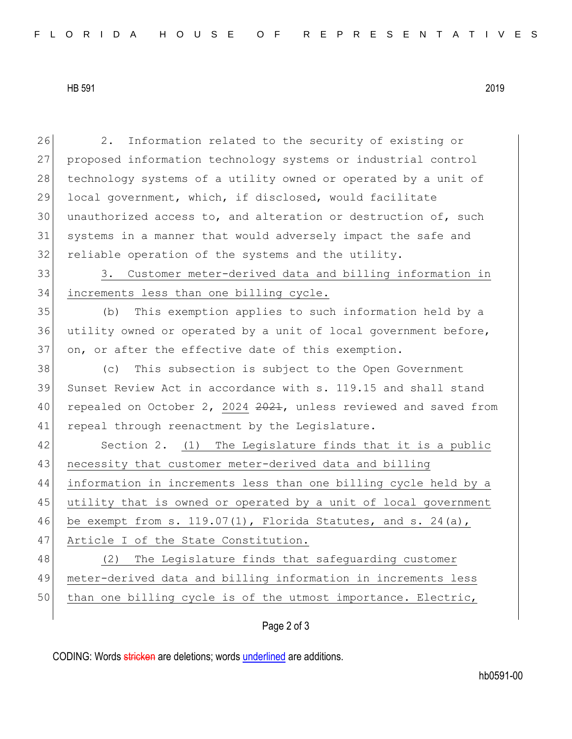2. Information related to the security of existing or proposed information technology systems or industrial control technology systems of a utility owned or operated by a unit of local government, which, if disclosed, would facilitate unauthorized access to, and alteration or destruction of, such systems in a manner that would adversely impact the safe and reliable operation of the systems and the utility.

<u>3. Customer meter-derived data and billing information in increments less than one billing cycle.</u>

(b) This exemption applies to such information held by a utility owned or operated by a unit of local government before, on, or after the effective date of this exemption.

(c) This subsection is subject to the Open Government Sunset Review Act in accordance with s. 119.15 and shall stand repealed on October 2, <u>2024</u> ~~2021~~, unless reviewed and saved from repeal through reenactment by the Legislature.

Section 2. <u>(1) The Legislature finds that it is a public necessity that customer meter-derived data and billing information in increments less than one billing cycle held by a utility that is owned or operated by a unit of local government be exempt from s. 119.07(1), Florida Statutes, and s. 24(a), Article I of the State Constitution.</u>

<u>(2) The Legislature finds that safeguarding customer meter-derived data and billing information in increments less than one billing cycle is of the utmost importance. Electric,</u>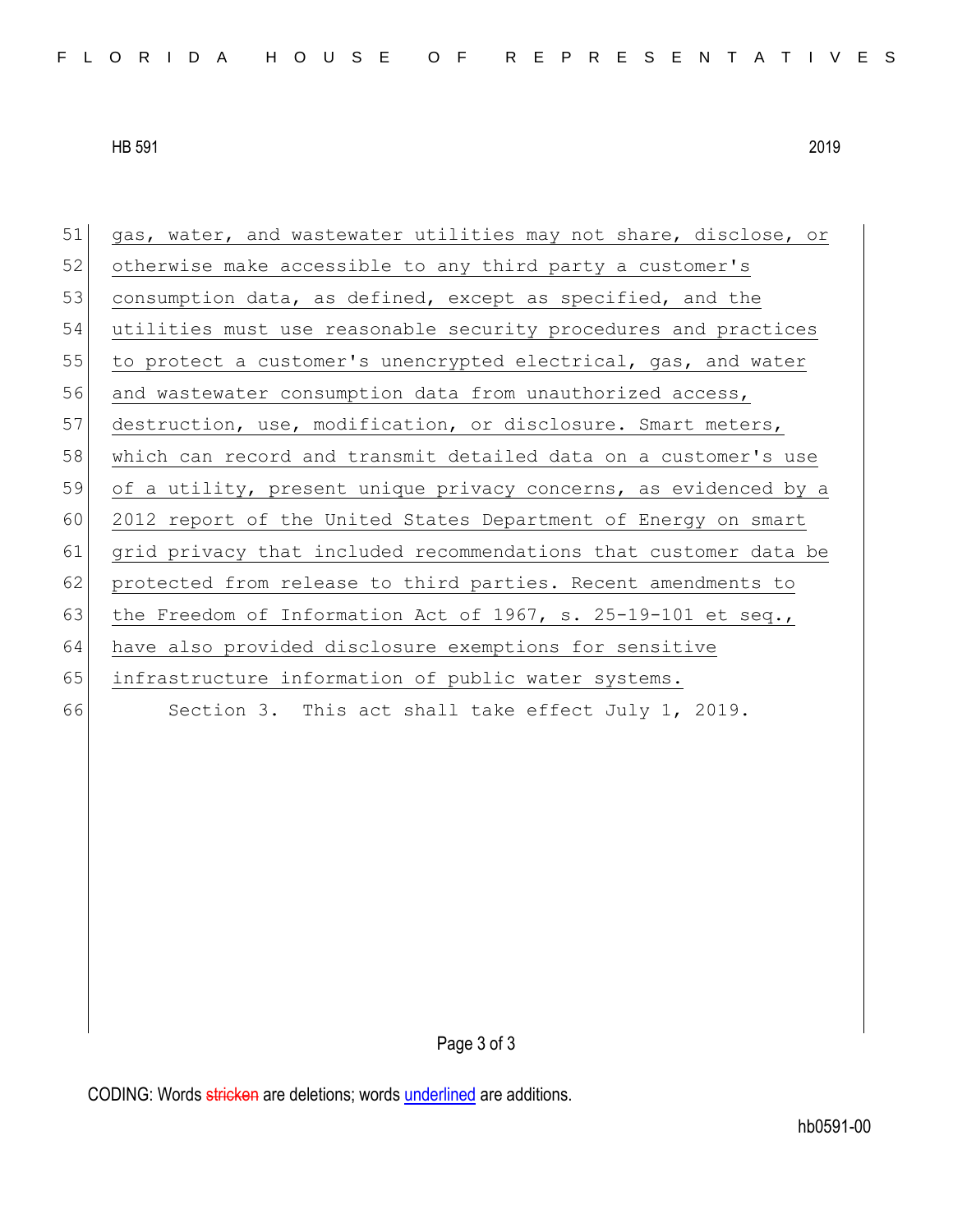51 gas, water, and wastewater utilities may not share, disclose, or
52 otherwise make accessible to any third party a customer's
53 consumption data, as defined, except as specified, and the
54 utilities must use reasonable security procedures and practices
55 to protect a customer's unencrypted electrical, gas, and water
56 and wastewater consumption data from unauthorized access,
57 destruction, use, modification, or disclosure. Smart meters,
58 which can record and transmit detailed data on a customer's use
59 of a utility, present unique privacy concerns, as evidenced by a
60 2012 report of the United States Department of Energy on smart
61 grid privacy that included recommendations that customer data be
62 protected from release to third parties. Recent amendments to
63 the Freedom of Information Act of 1967, s. 25-19-101 et seq.,
64 have also provided disclosure exemptions for sensitive
65 infrastructure information of public water systems.
66 Section 3. This act shall take effect July 1, 2019.

CODING: Words stricken are deletions; words underlined are additions.

hb0591-00